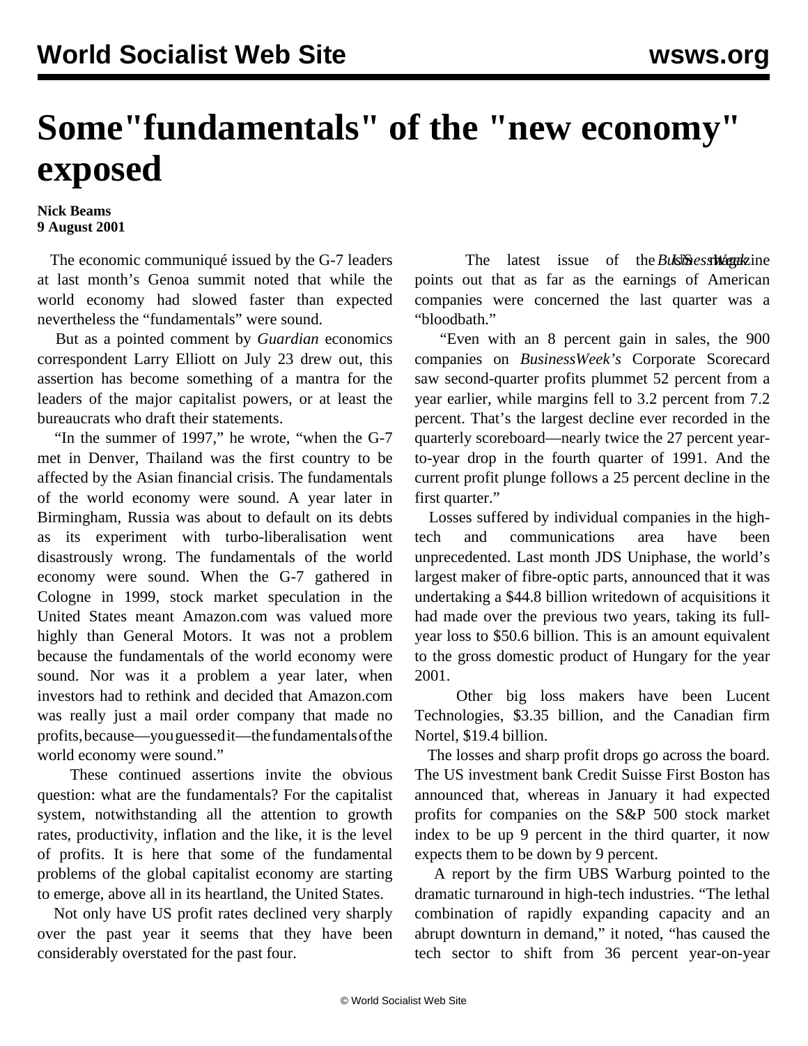# Some"fundamentals" of the "new economy" exposed

**Nick Beams**
**9 August 2001**

The economic communiqué issued by the G-7 leaders at last month's Genoa summit noted that while the world economy had slowed faster than expected nevertheless the "fundamentals" were sound.

But as a pointed comment by *Guardian* economics correspondent Larry Elliott on July 23 drew out, this assertion has become something of a mantra for the leaders of the major capitalist powers, or at least the bureaucrats who draft their statements.

"In the summer of 1997," he wrote, "when the G-7 met in Denver, Thailand was the first country to be affected by the Asian financial crisis. The fundamentals of the world economy were sound. A year later in Birmingham, Russia was about to default on its debts as its experiment with turbo-liberalisation went disastrously wrong. The fundamentals of the world economy were sound. When the G-7 gathered in Cologne in 1999, stock market speculation in the United States meant Amazon.com was valued more highly than General Motors. It was not a problem because the fundamentals of the world economy were sound. Nor was it a problem a year later, when investors had to rethink and decided that Amazon.com was really just a mail order company that made no profits, because—you guessed it—the fundamentals of the world economy were sound."

These continued assertions invite the obvious question: what are the fundamentals? For the capitalist system, notwithstanding all the attention to growth rates, productivity, inflation and the like, it is the level of profits. It is here that some of the fundamental problems of the global capitalist economy are starting to emerge, above all in its heartland, the United States.

Not only have US profit rates declined very sharply over the past year it seems that they have been considerably overstated for the past four.

The latest issue of the US magazine *BusinessWeek* points out that as far as the earnings of American companies were concerned the last quarter was a "bloodbath."

"Even with an 8 percent gain in sales, the 900 companies on *BusinessWeek's* Corporate Scorecard saw second-quarter profits plummet 52 percent from a year earlier, while margins fell to 3.2 percent from 7.2 percent. That's the largest decline ever recorded in the quarterly scoreboard—nearly twice the 27 percent year-to-year drop in the fourth quarter of 1991. And the current profit plunge follows a 25 percent decline in the first quarter."

Losses suffered by individual companies in the high-tech and communications area have been unprecedented. Last month JDS Uniphase, the world's largest maker of fibre-optic parts, announced that it was undertaking a $44.8 billion writedown of acquisitions it had made over the previous two years, taking its full-year loss to $50.6 billion. This is an amount equivalent to the gross domestic product of Hungary for the year 2001.

Other big loss makers have been Lucent Technologies, $3.35 billion, and the Canadian firm Nortel, $19.4 billion.

The losses and sharp profit drops go across the board. The US investment bank Credit Suisse First Boston has announced that, whereas in January it had expected profits for companies on the S&P 500 stock market index to be up 9 percent in the third quarter, it now expects them to be down by 9 percent.

A report by the firm UBS Warburg pointed to the dramatic turnaround in high-tech industries. "The lethal combination of rapidly expanding capacity and an abrupt downturn in demand," it noted, "has caused the tech sector to shift from 36 percent year-on-year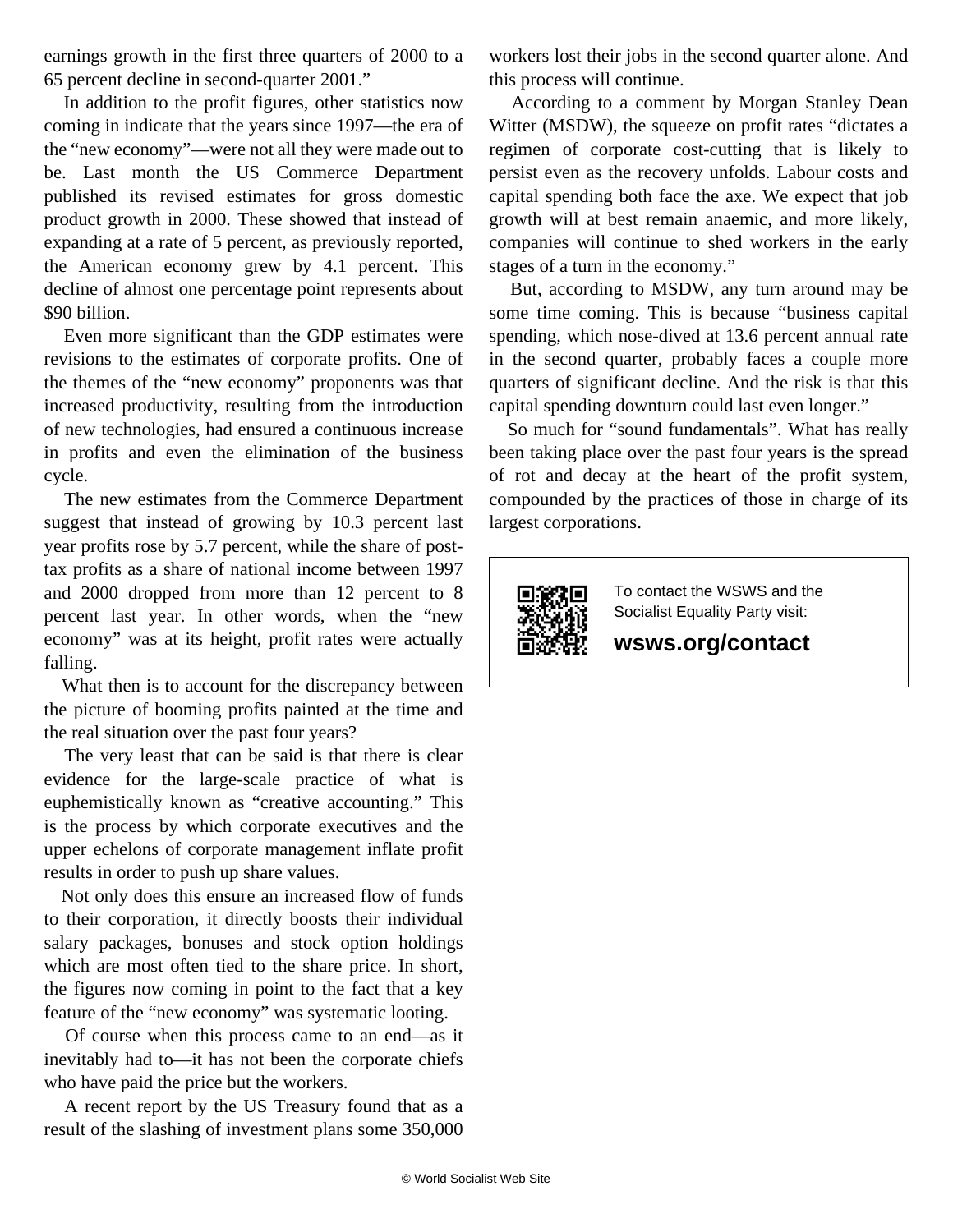earnings growth in the first three quarters of 2000 to a 65 percent decline in second-quarter 2001."

In addition to the profit figures, other statistics now coming in indicate that the years since 1997—the era of the "new economy"—were not all they were made out to be. Last month the US Commerce Department published its revised estimates for gross domestic product growth in 2000. These showed that instead of expanding at a rate of 5 percent, as previously reported, the American economy grew by 4.1 percent. This decline of almost one percentage point represents about $90 billion.

Even more significant than the GDP estimates were revisions to the estimates of corporate profits. One of the themes of the "new economy" proponents was that increased productivity, resulting from the introduction of new technologies, had ensured a continuous increase in profits and even the elimination of the business cycle.

The new estimates from the Commerce Department suggest that instead of growing by 10.3 percent last year profits rose by 5.7 percent, while the share of post-tax profits as a share of national income between 1997 and 2000 dropped from more than 12 percent to 8 percent last year. In other words, when the "new economy" was at its height, profit rates were actually falling.

What then is to account for the discrepancy between the picture of booming profits painted at the time and the real situation over the past four years?

The very least that can be said is that there is clear evidence for the large-scale practice of what is euphemistically known as "creative accounting." This is the process by which corporate executives and the upper echelons of corporate management inflate profit results in order to push up share values.

Not only does this ensure an increased flow of funds to their corporation, it directly boosts their individual salary packages, bonuses and stock option holdings which are most often tied to the share price. In short, the figures now coming in point to the fact that a key feature of the "new economy" was systematic looting.

Of course when this process came to an end—as it inevitably had to—it has not been the corporate chiefs who have paid the price but the workers.

A recent report by the US Treasury found that as a result of the slashing of investment plans some 350,000 workers lost their jobs in the second quarter alone. And this process will continue.

According to a comment by Morgan Stanley Dean Witter (MSDW), the squeeze on profit rates "dictates a regimen of corporate cost-cutting that is likely to persist even as the recovery unfolds. Labour costs and capital spending both face the axe. We expect that job growth will at best remain anaemic, and more likely, companies will continue to shed workers in the early stages of a turn in the economy."

But, according to MSDW, any turn around may be some time coming. This is because "business capital spending, which nose-dived at 13.6 percent annual rate in the second quarter, probably faces a couple more quarters of significant decline. And the risk is that this capital spending downturn could last even longer."

So much for "sound fundamentals". What has really been taking place over the past four years is the spread of rot and decay at the heart of the profit system, compounded by the practices of those in charge of its largest corporations.

To contact the WSWS and the Socialist Equality Party visit:

**wsws.org/contact**